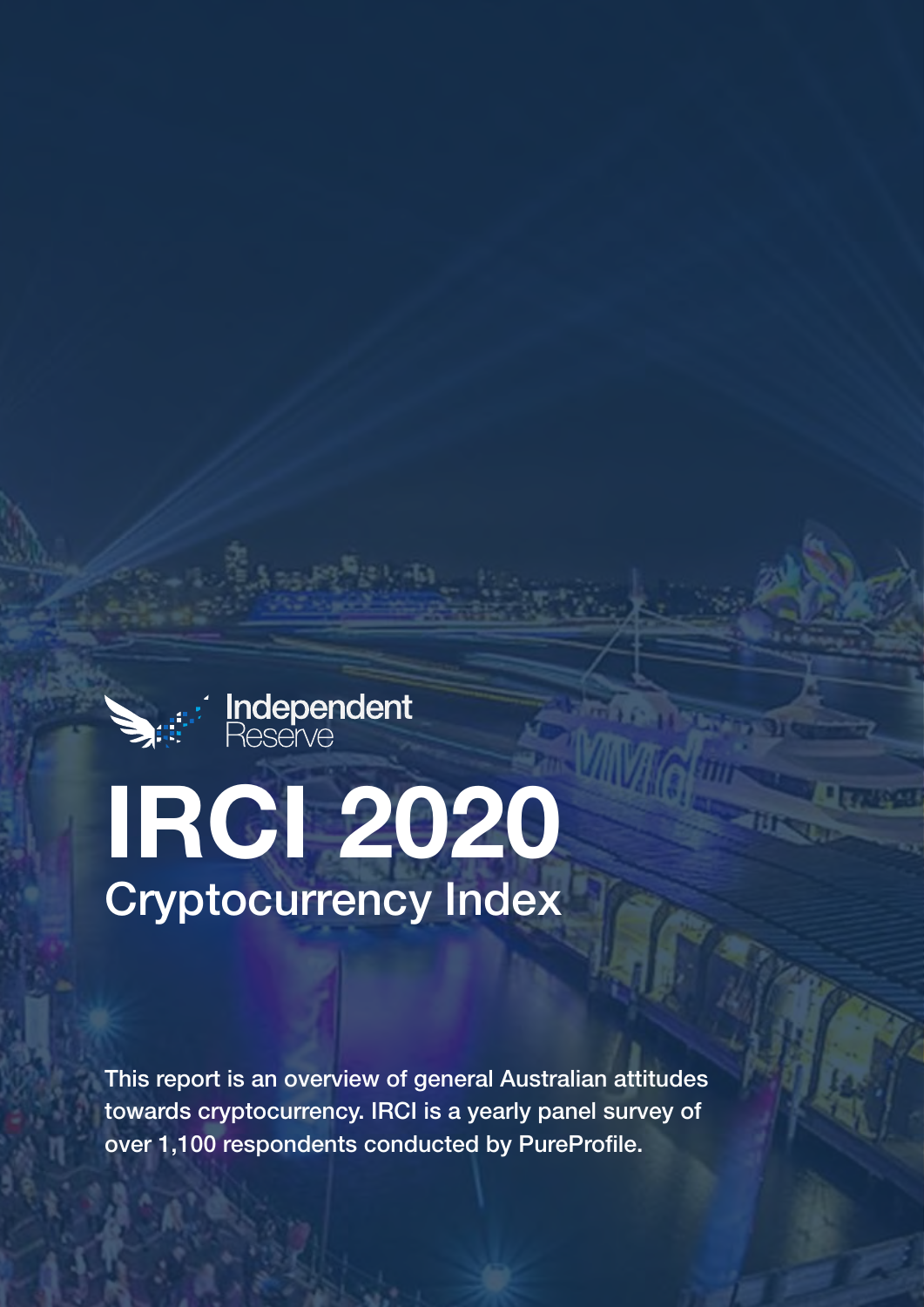Independent Reserve

# IRCI 2020

## Cryptocurrency Index

This report is an overview of general Australian attitudes towards cryptocurrency. IRCI is a yearly panel survey of over 1,100 respondents conducted by PureProfile.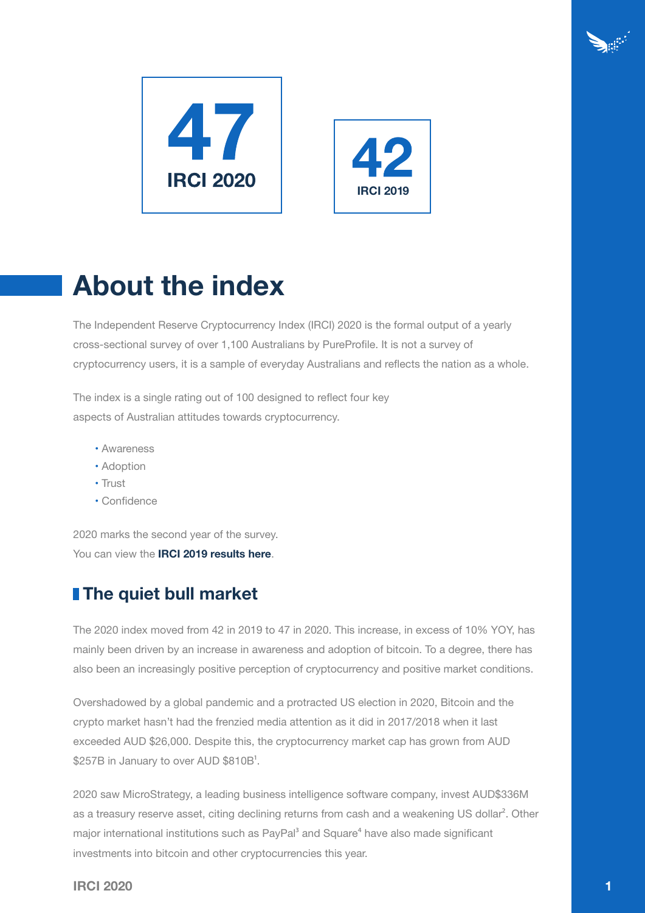**47**
**IRCI 2020**

**42**
**IRCI 2019**

# About the index

The Independent Reserve Cryptocurrency Index (IRCI) 2020 is the formal output of a yearly cross-sectional survey of over 1,100 Australians by PureProfile. It is not a survey of cryptocurrency users, it is a sample of everyday Australians and reflects the nation as a whole.

The index is a single rating out of 100 designed to reflect four key aspects of Australian attitudes towards cryptocurrency.

- Awareness
- Adoption
- Trust
- Confidence

2020 marks the second year of the survey.
You can view the **IRCI 2019 results here**.

## The quiet bull market

The 2020 index moved from 42 in 2019 to 47 in 2020. This increase, in excess of 10% YOY, has mainly been driven by an increase in awareness and adoption of bitcoin. To a degree, there has also been an increasingly positive perception of cryptocurrency and positive market conditions.

Overshadowed by a global pandemic and a protracted US election in 2020, Bitcoin and the crypto market hasn't had the frenzied media attention as it did in 2017/2018 when it last exceeded AUD $26,000. Despite this, the cryptocurrency market cap has grown from AUD $257B in January to over AUD $810B[1].

2020 saw MicroStrategy, a leading business intelligence software company, invest AUD$336M as a treasury reserve asset, citing declining returns from cash and a weakening US dollar[2]. Other major international institutions such as PayPal[3] and Square[4] have also made significant investments into bitcoin and other cryptocurrencies this year.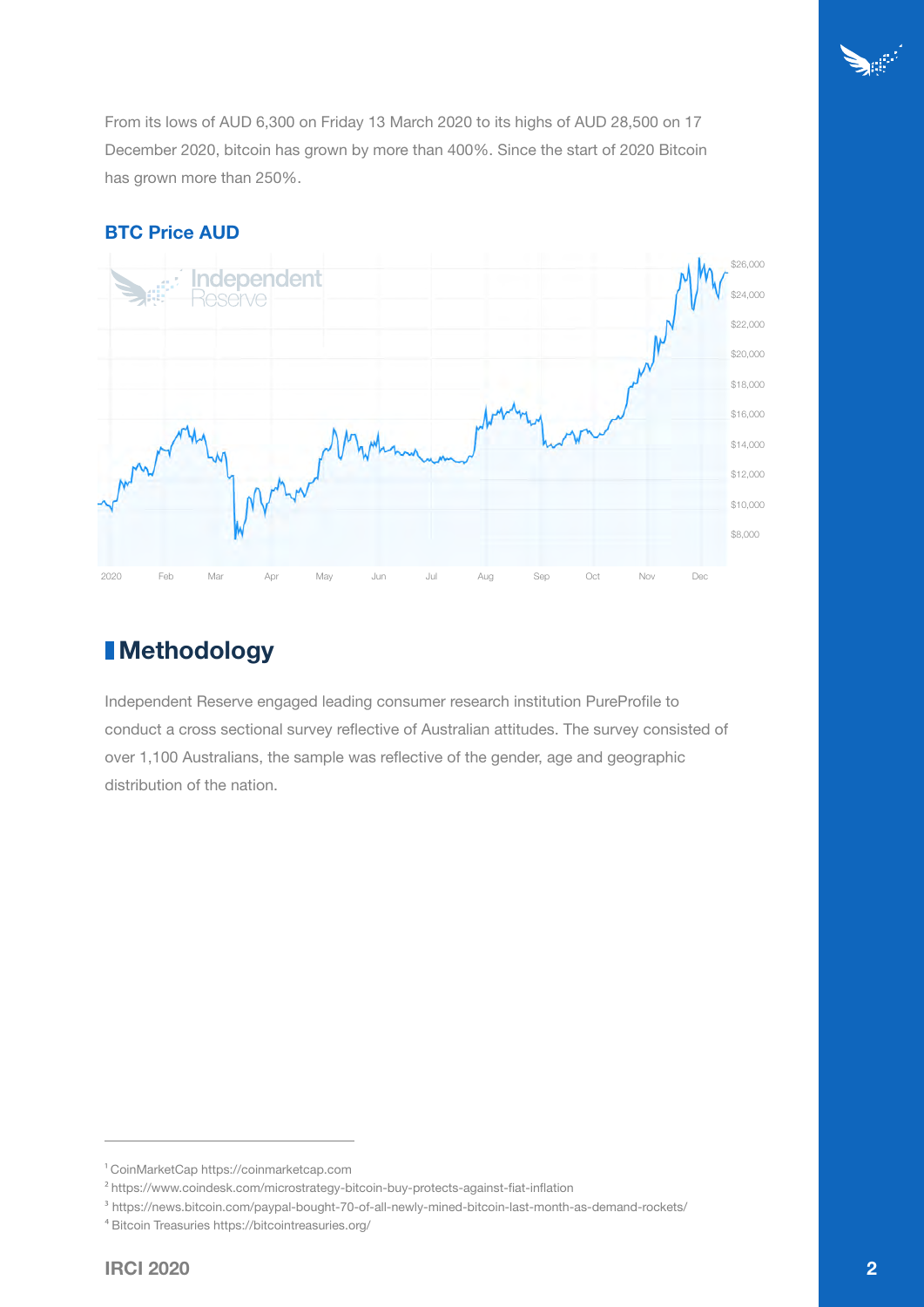From its lows of AUD 6,300 on Friday 13 March 2020 to its highs of AUD 28,500 on 17 December 2020, bitcoin has grown by more than 400%. Since the start of 2020 Bitcoin has grown more than 250%.

### BTC Price AUD

## Methodology

Independent Reserve engaged leading consumer research institution PureProfile to conduct a cross sectional survey reflective of Australian attitudes. The survey consisted of over 1,100 Australians, the sample was reflective of the gender, age and geographic distribution of the nation.

---

[1] CoinMarketCap https://coinmarketcap.com

[2] https://www.coindesk.com/microstrategy-bitcoin-buy-protects-against-fiat-inflation

[3] https://news.bitcoin.com/paypal-bought-70-of-all-newly-mined-bitcoin-last-month-as-demand-rockets/

[4] Bitcoin Treasuries https://bitcointreasuries.org/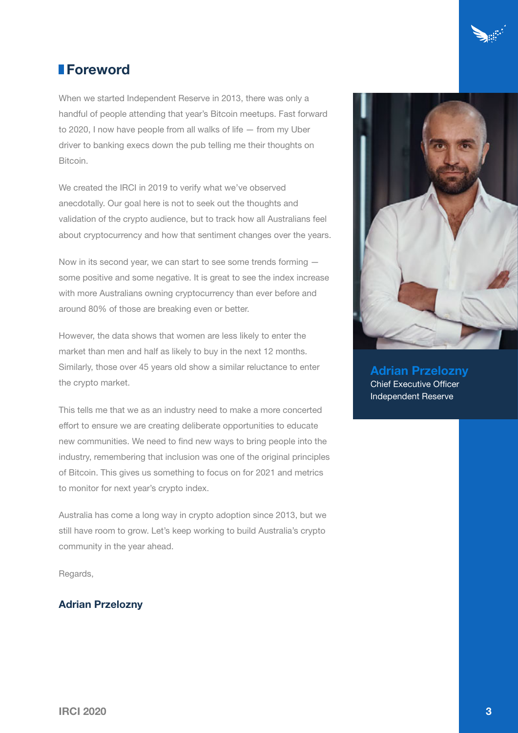# Foreword

When we started Independent Reserve in 2013, there was only a handful of people attending that year's Bitcoin meetups. Fast forward to 2020, I now have people from all walks of life — from my Uber driver to banking execs down the pub telling me their thoughts on Bitcoin.

We created the IRCI in 2019 to verify what we've observed anecdotally. Our goal here is not to seek out the thoughts and validation of the crypto audience, but to track how all Australians feel about cryptocurrency and how that sentiment changes over the years.

Now in its second year, we can start to see some trends forming — some positive and some negative. It is great to see the index increase with more Australians owning cryptocurrency than ever before and around 80% of those are breaking even or better.

However, the data shows that women are less likely to enter the market than men and half as likely to buy in the next 12 months. Similarly, those over 45 years old show a similar reluctance to enter the crypto market.

This tells me that we as an industry need to make a more concerted effort to ensure we are creating deliberate opportunities to educate new communities. We need to find new ways to bring people into the industry, remembering that inclusion was one of the original principles of Bitcoin. This gives us something to focus on for 2021 and metrics to monitor for next year's crypto index.

Australia has come a long way in crypto adoption since 2013, but we still have room to grow. Let's keep working to build Australia's crypto community in the year ahead.

Regards,

**Adrian Przelozny**

**Adrian Przelozny**
Chief Executive Officer
Independent Reserve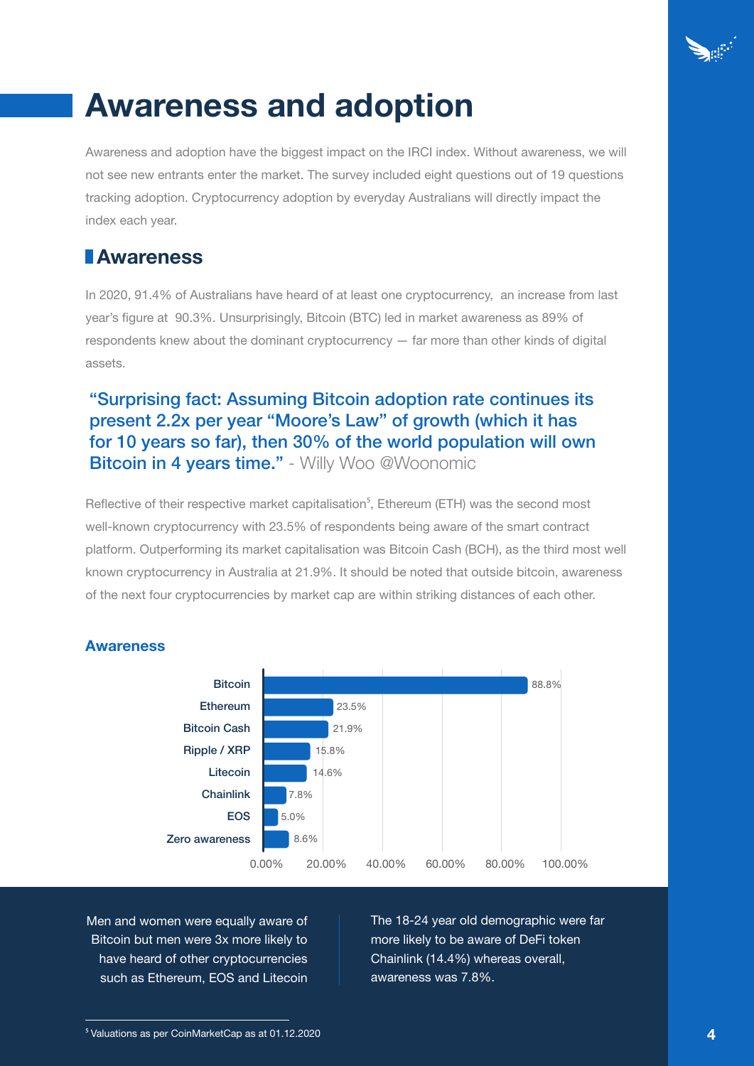# Awareness and adoption

Awareness and adoption have the biggest impact on the IRCI index. Without awareness, we will not see new entrants enter the market. The survey included eight questions out of 19 questions tracking adoption. Cryptocurrency adoption by everyday Australians will directly impact the index each year.

## Awareness

In 2020, 91.4% of Australians have heard of at least one cryptocurrency, an increase from last year's figure at 90.3%. Unsurprisingly, Bitcoin (BTC) led in market awareness as 89% of respondents knew about the dominant cryptocurrency — far more than other kinds of digital assets.

> **"Surprising fact: Assuming Bitcoin adoption rate continues its present 2.2x per year "Moore's Law" of growth (which it has for 10 years so far), then 30% of the world population will own Bitcoin in 4 years time."** - Willy Woo @Woonomic

Reflective of their respective market capitalisation[5], Ethereum (ETH) was the second most well-known cryptocurrency with 23.5% of respondents being aware of the smart contract platform. Outperforming its market capitalisation was Bitcoin Cash (BCH), as the third most well known cryptocurrency in Australia at 21.9%. It should be noted that outside bitcoin, awareness of the next four cryptocurrencies by market cap are within striking distances of each other.

### Awareness

| Cryptocurrency | Awareness |
| --- | --- |
| Bitcoin | 88.8% |
| Ethereum | 23.5% |
| Bitcoin Cash | 21.9% |
| Ripple / XRP | 15.8% |
| Litecoin | 14.6% |
| Chainlink | 7.8% |
| EOS | 5.0% |
| Zero awareness | 8.6% |

Men and women were equally aware of Bitcoin but men were 3x more likely to have heard of other cryptocurrencies such as Ethereum, EOS and Litecoin

The 18-24 year old demographic were far more likely to be aware of DeFi token Chainlink (14.4%) whereas overall, awareness was 7.8%.

[5] Valuations as per CoinMarketCap as at 01.12.2020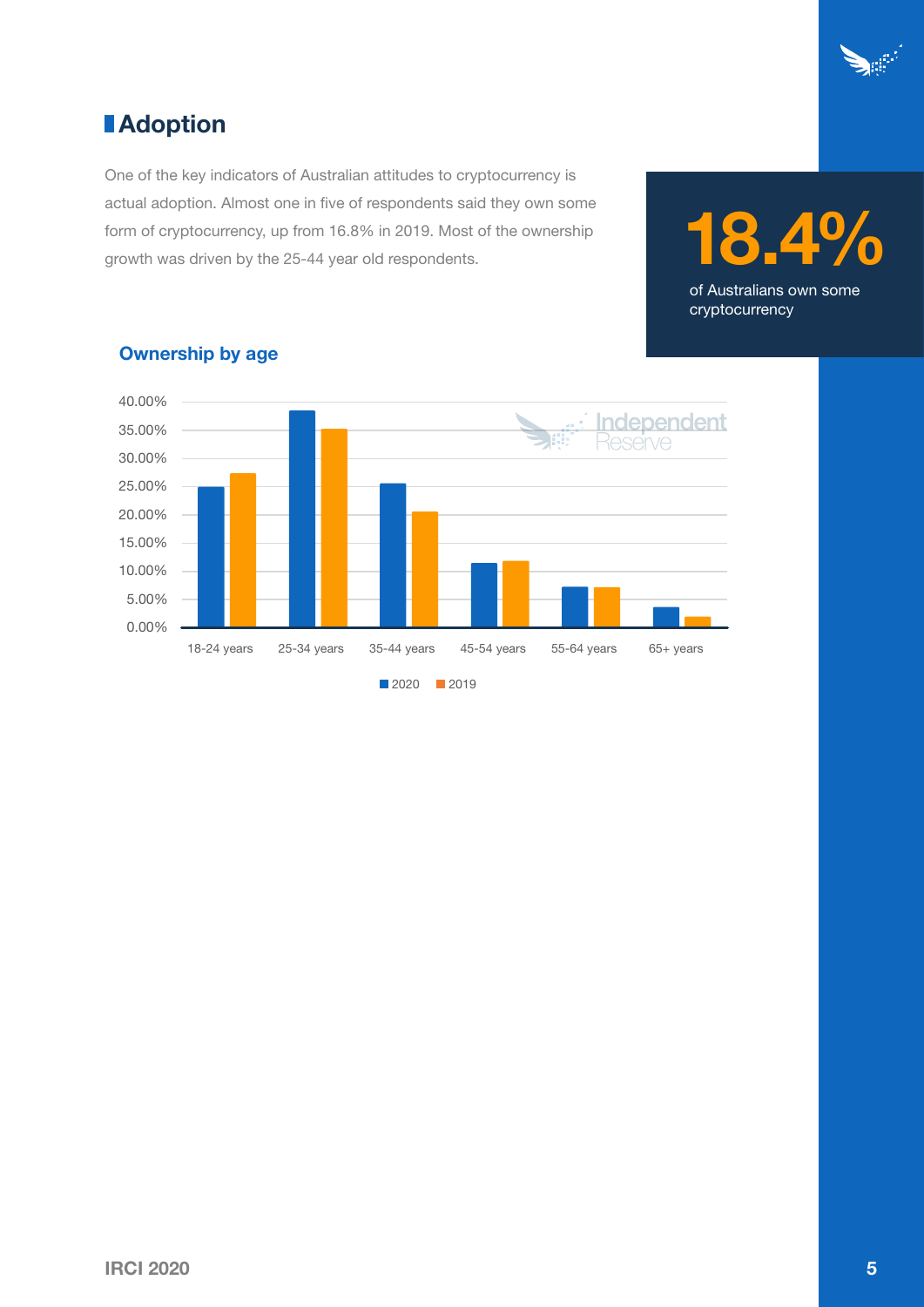## Adoption

One of the key indicators of Australian attitudes to cryptocurrency is actual adoption. Almost one in five of respondents said they own some form of cryptocurrency, up from 16.8% in 2019. Most of the ownership growth was driven by the 25-44 year old respondents.

**18.4%**

of Australians own some cryptocurrency

### Ownership by age

| Age | 2020 | 2019 |
|---|---|---|
| 18-24 years | ~25% | ~27.5% |
| 25-34 years | ~38.5% | ~35.5% |
| 35-44 years | ~25.5% | ~20.5% |
| 45-54 years | ~11.5% | ~12% |
| 55-64 years | ~7% | ~7% |
| 65+ years | ~3.5% | ~2% |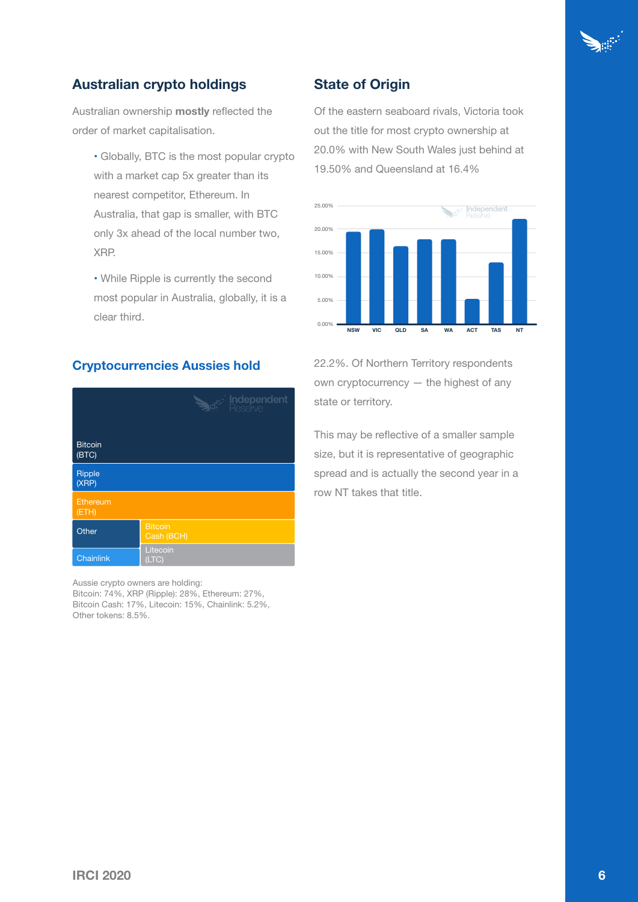## Australian crypto holdings

Australian ownership **mostly** reflected the order of market capitalisation.

- Globally, BTC is the most popular crypto with a market cap 5x greater than its nearest competitor, Ethereum. In Australia, that gap is smaller, with BTC only 3x ahead of the local number two, XRP.
- While Ripple is currently the second most popular in Australia, globally, it is a clear third.

### Cryptocurrencies Aussies hold

Aussie crypto owners are holding:
Bitcoin: 74%, XRP (Ripple): 28%, Ethereum: 27%, Bitcoin Cash: 17%, Litecoin: 15%, Chainlink: 5.2%, Other tokens: 8.5%.

## State of Origin

Of the eastern seaboard rivals, Victoria took out the title for most crypto ownership at 20.0% with New South Wales just behind at 19.50% and Queensland at 16.4%

22.2%. Of Northern Territory respondents own cryptocurrency — the highest of any state or territory.

This may be reflective of a smaller sample size, but it is representative of geographic spread and is actually the second year in a row NT takes that title.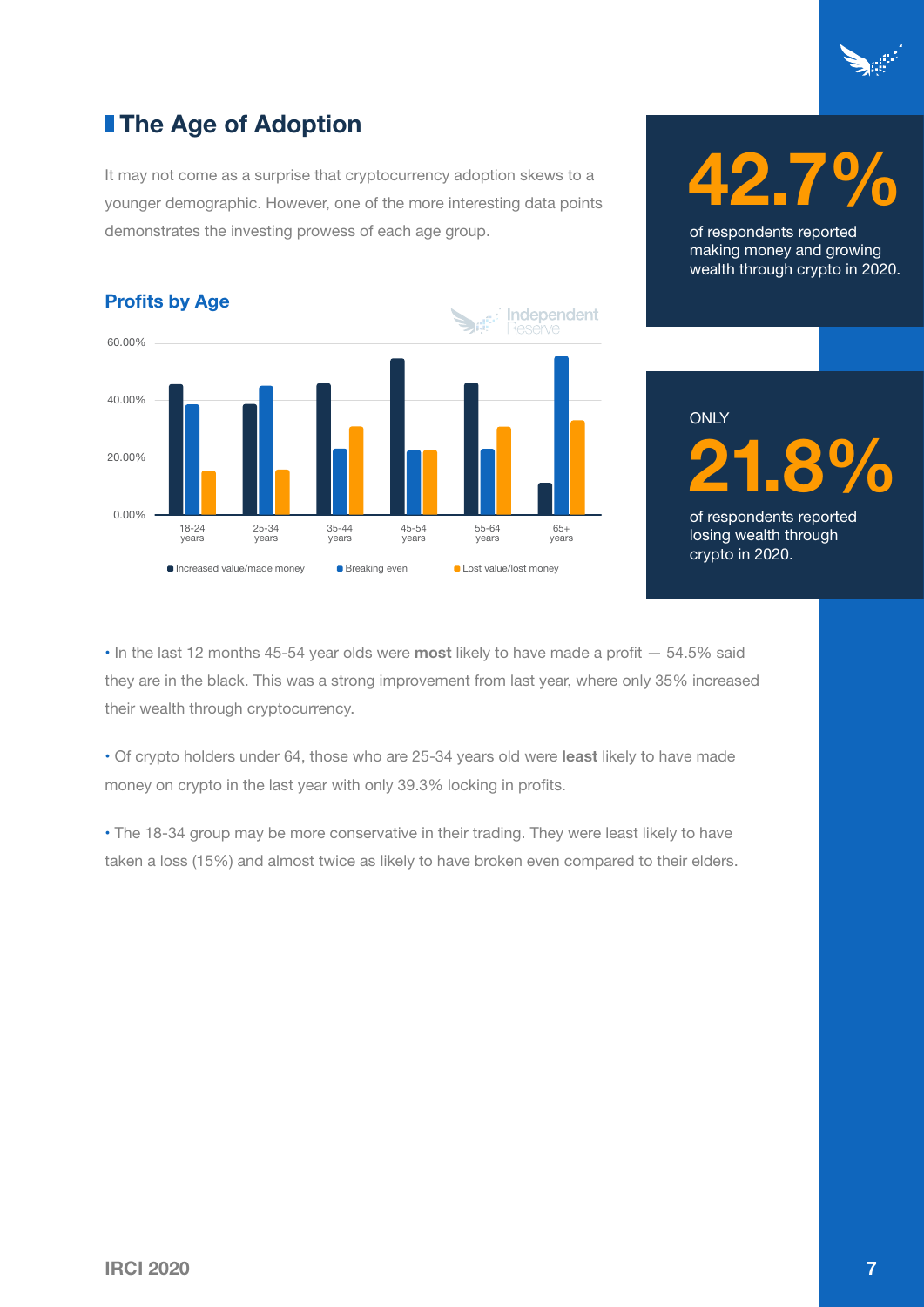## The Age of Adoption

It may not come as a surprise that cryptocurrency adoption skews to a younger demographic. However, one of the more interesting data points demonstrates the investing prowess of each age group.

### Profits by Age

**42.7%**

of respondents reported making money and growing wealth through crypto in 2020.

ONLY

**21.8%**

of respondents reported losing wealth through crypto in 2020.

- In the last 12 months 45-54 year olds were **most** likely to have made a profit — 54.5% said they are in the black. This was a strong improvement from last year, where only 35% increased their wealth through cryptocurrency.
- Of crypto holders under 64, those who are 25-34 years old were **least** likely to have made money on crypto in the last year with only 39.3% locking in profits.
- The 18-34 group may be more conservative in their trading. They were least likely to have taken a loss (15%) and almost twice as likely to have broken even compared to their elders.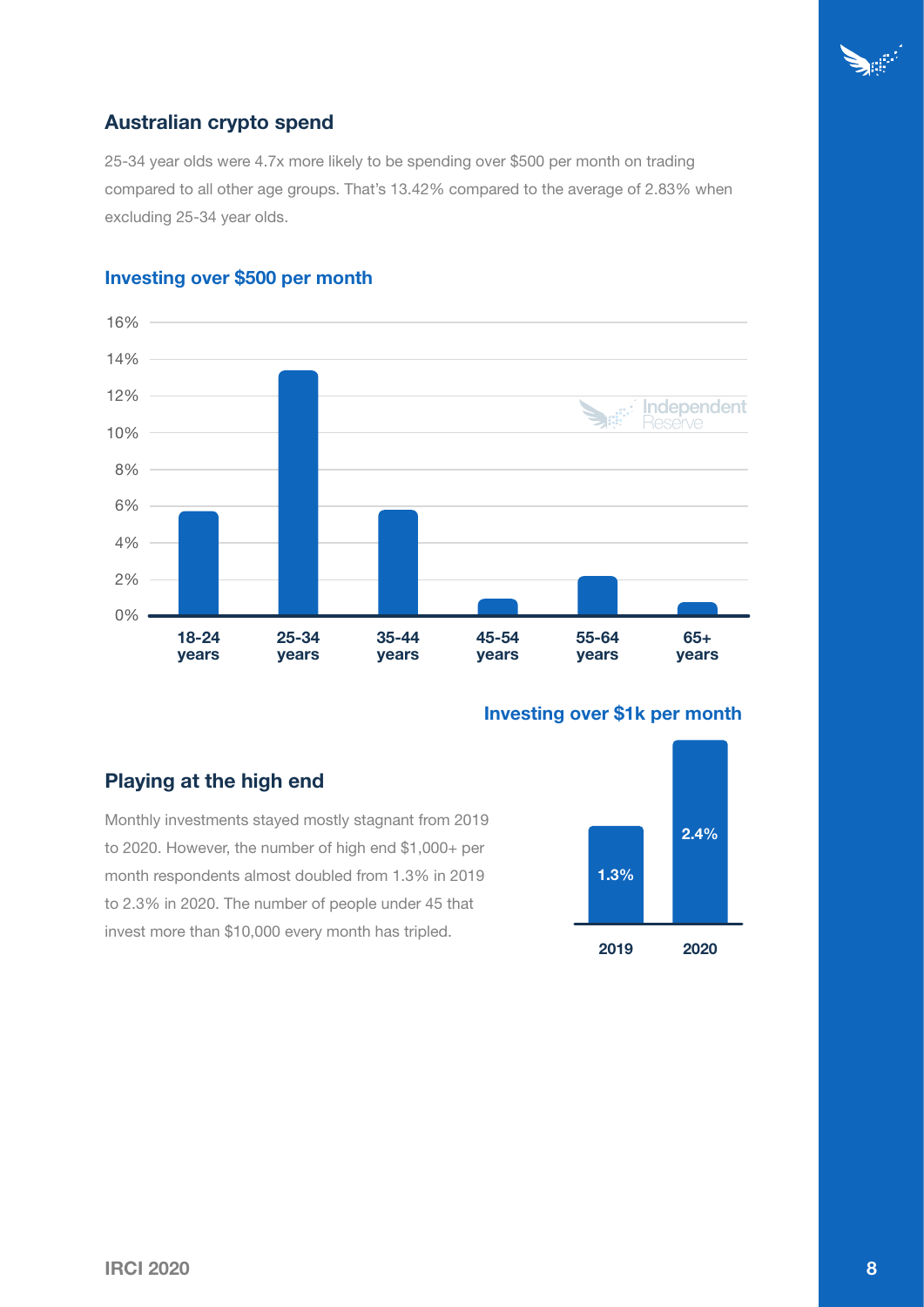## Australian crypto spend

25-34 year olds were 4.7x more likely to be spending over $500 per month on trading compared to all other age groups. That's 13.42% compared to the average of 2.83% when excluding 25-34 year olds.

### Investing over $500 per month

### Investing over $1k per month

| 2019 | 2020 |
|---|---|
| 1.3% | 2.4% |

## Playing at the high end

Monthly investments stayed mostly stagnant from 2019 to 2020. However, the number of high end $1,000+ per month respondents almost doubled from 1.3% in 2019 to 2.3% in 2020. The number of people under 45 that invest more than $10,000 every month has tripled.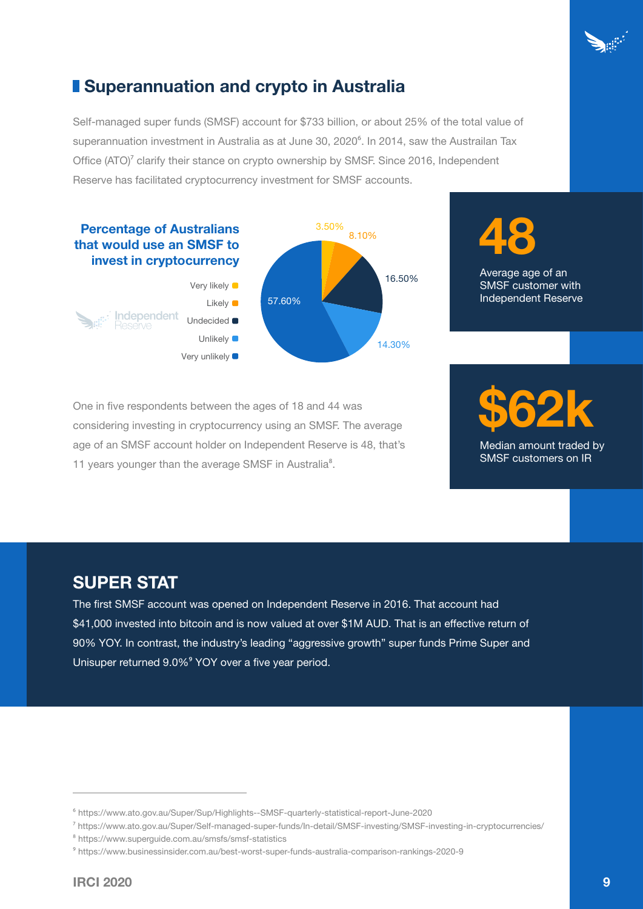## Superannuation and crypto in Australia

Self-managed super funds (SMSF) account for $733 billion, or about 25% of the total value of superannuation investment in Australia as at June 30, 2020[6]. In 2014, saw the Australian Tax Office (ATO)[7] clarify their stance on crypto ownership by SMSF. Since 2016, Independent Reserve has facilitated cryptocurrency investment for SMSF accounts.

**Percentage of Australians that would use an SMSF to invest in cryptocurrency**

| Response | Percentage |
|---|---|
| Very likely | 3.50% |
| Likely | 8.10% |
| Undecided | 16.50% |
| Unlikely | 14.30% |
| Very unlikely | 57.60% |

**48**

Average age of an SMSF customer with Independent Reserve

One in five respondents between the ages of 18 and 44 was considering investing in cryptocurrency using an SMSF. The average age of an SMSF account holder on Independent Reserve is 48, that's 11 years younger than the average SMSF in Australia[8].

**$62k**

Median amount traded by SMSF customers on IR

### SUPER STAT

The first SMSF account was opened on Independent Reserve in 2016. That account had $41,000 invested into bitcoin and is now valued at over $1M AUD. That is an effective return of 90% YOY. In contrast, the industry's leading "aggressive growth" super funds Prime Super and Unisuper returned 9.0%[9] YOY over a five year period.

---

[6] https://www.ato.gov.au/Super/Sup/Highlights--SMSF-quarterly-statistical-report-June-2020

[7] https://www.ato.gov.au/Super/Self-managed-super-funds/In-detail/SMSF-investing/SMSF-investing-in-cryptocurrencies/

[8] https://www.superguide.com.au/smsfs/smsf-statistics

[9] https://www.businessinsider.com.au/best-worst-super-funds-australia-comparison-rankings-2020-9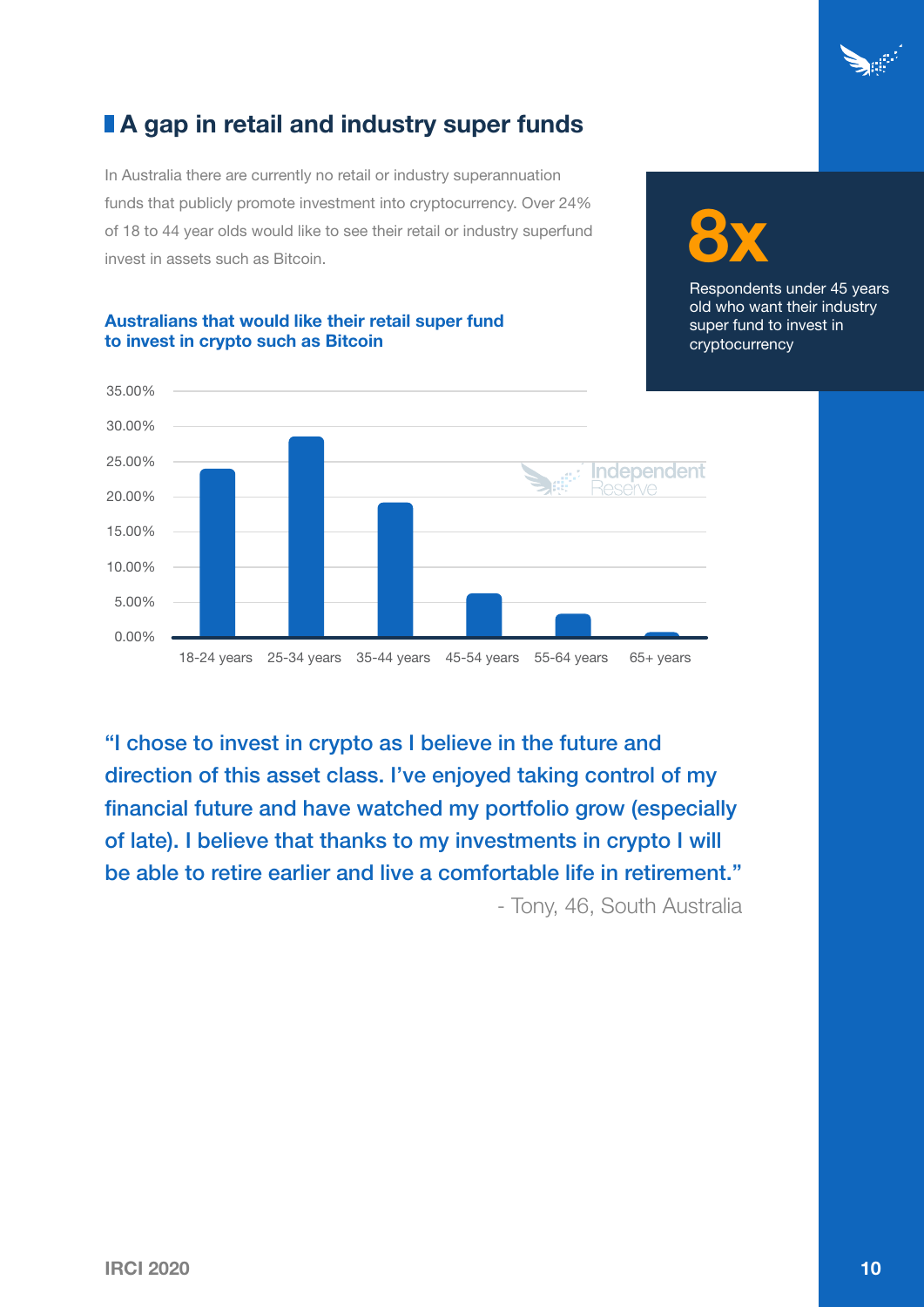## A gap in retail and industry super funds

In Australia there are currently no retail or industry superannuation funds that publicly promote investment into cryptocurrency. Over 24% of 18 to 44 year olds would like to see their retail or industry superfund invest in assets such as Bitcoin.

**8x**

Respondents under 45 years old who want their industry super fund to invest in cryptocurrency

**Australians that would like their retail super fund to invest in crypto such as Bitcoin**

| Age group | Approx. % |
|---|---|
| 18-24 years | ~24% |
| 25-34 years | ~28.5% |
| 35-44 years | ~19% |
| 45-54 years | ~6% |
| 55-64 years | ~3% |
| 65+ years | ~0.5% |

> "I chose to invest in crypto as I believe in the future and direction of this asset class. I've enjoyed taking control of my financial future and have watched my portfolio grow (especially of late). I believe that thanks to my investments in crypto I will be able to retire earlier and live a comfortable life in retirement."
>
> \- Tony, 46, South Australia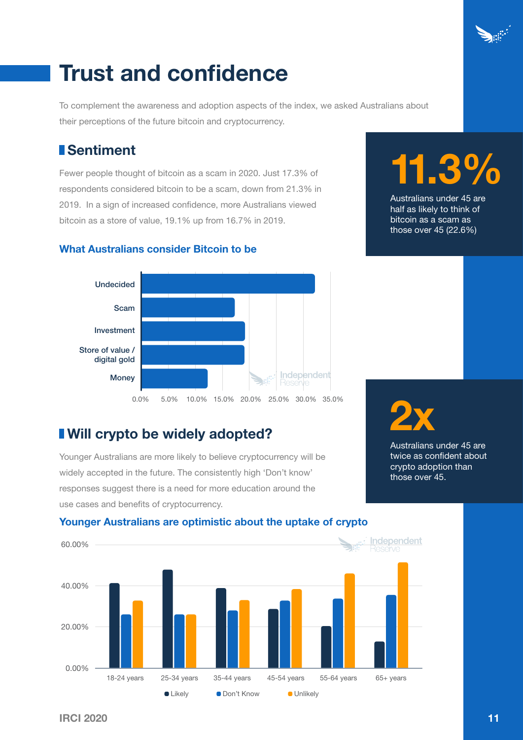# Trust and confidence

To complement the awareness and adoption aspects of the index, we asked Australians about their perceptions of the future bitcoin and cryptocurrency.

## Sentiment

Fewer people thought of bitcoin as a scam in 2020. Just 17.3% of respondents considered bitcoin to be a scam, down from 21.3% in 2019. In a sign of increased confidence, more Australians viewed bitcoin as a store of value, 19.1% up from 16.7% in 2019.

**11.3%**

Australians under 45 are half as likely to think of bitcoin as a scam as those over 45 (22.6%)

### What Australians consider Bitcoin to be

Undecided, Scam, Investment, Store of value / digital gold, Money

0.0% 5.0% 10.0% 15.0% 20.0% 25.0% 30.0% 35.0%

## Will crypto be widely adopted?

Younger Australians are more likely to believe cryptocurrency will be widely accepted in the future. The consistently high 'Don't know' responses suggest there is a need for more education around the use cases and benefits of cryptocurrency.

**2x**

Australians under 45 are twice as confident about crypto adoption than those over 45.

### Younger Australians are optimistic about the uptake of crypto

18-24 years, 25-34 years, 35-44 years, 45-54 years, 55-64 years, 65+ years

Likely, Don't Know, Unlikely

0.00% 20.00% 40.00% 60.00%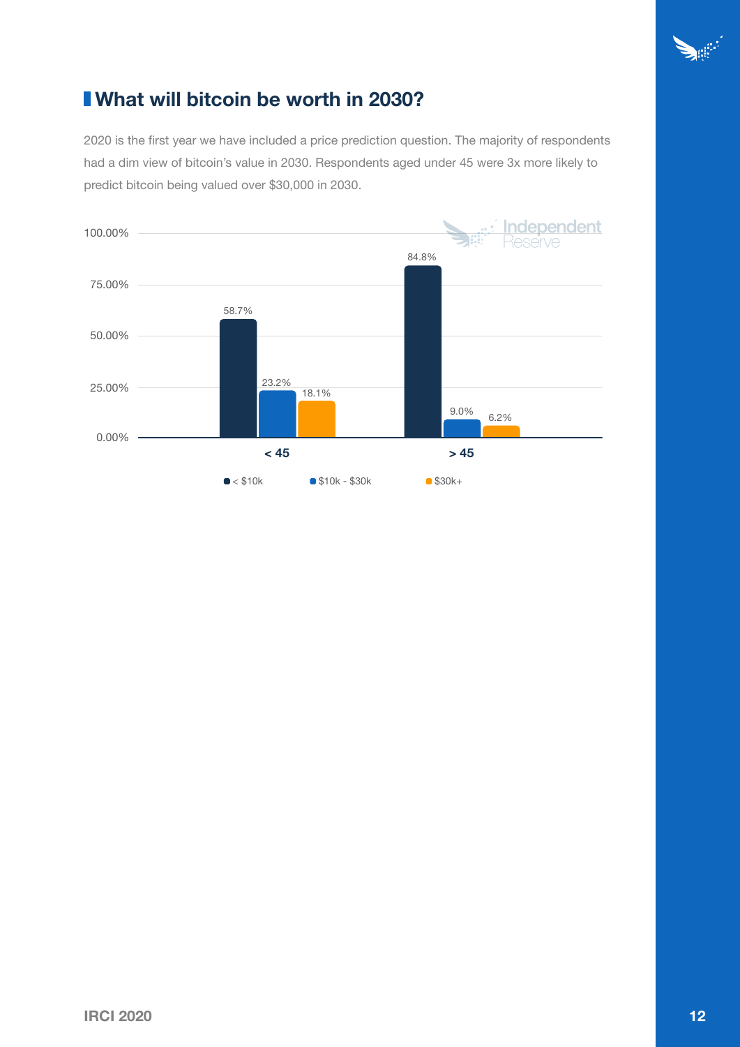## What will bitcoin be worth in 2030?

2020 is the first year we have included a price prediction question. The majority of respondents had a dim view of bitcoin's value in 2030. Respondents aged under 45 were 3x more likely to predict bitcoin being valued over $30,000 in 2030.

| | < $10k | $10k - $30k | $30k+ |
|---|---|---|---|
| < 45 | 58.7% | 23.2% | 18.1% |
| > 45 | 84.8% | 9.0% | 6.2% |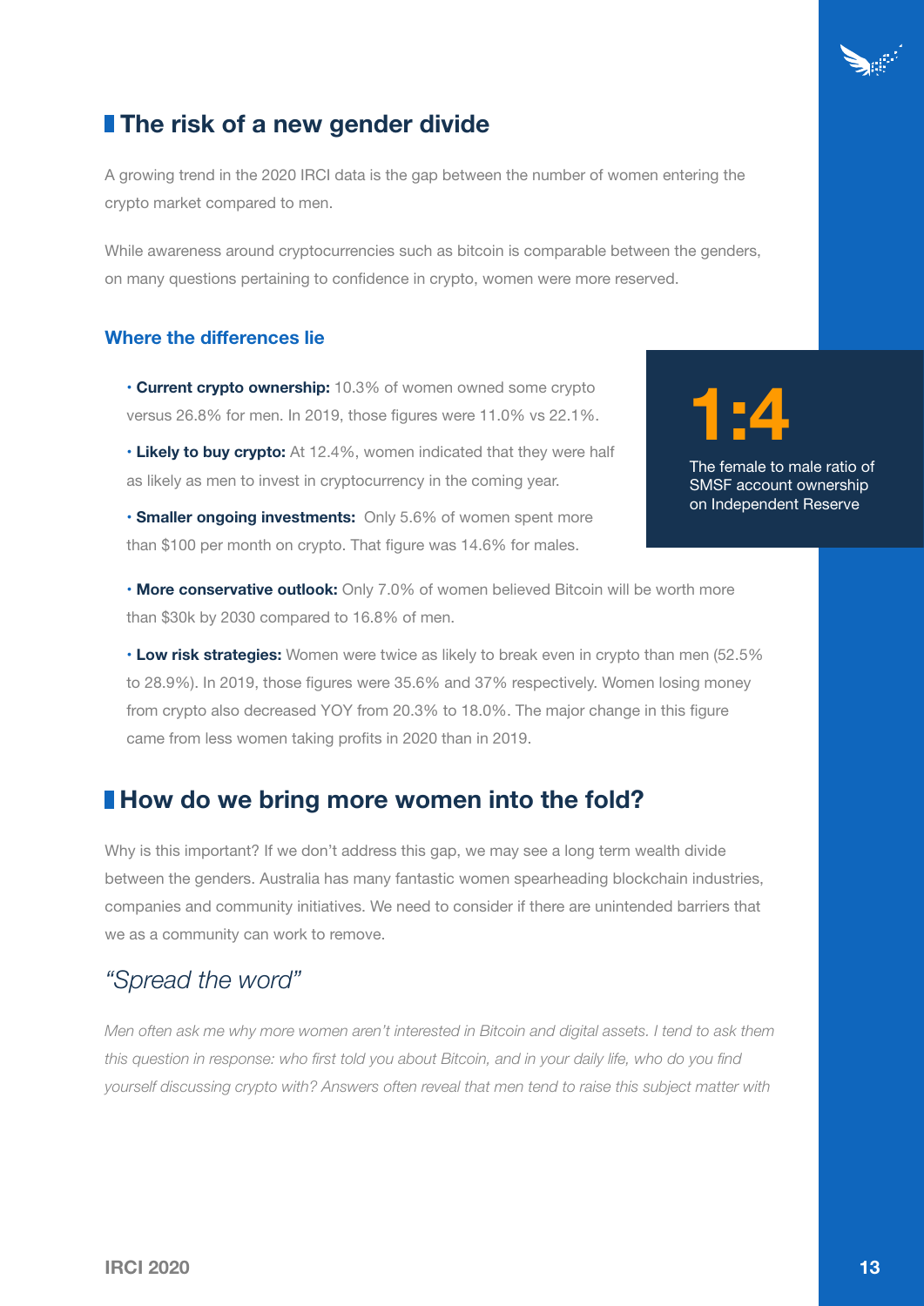## The risk of a new gender divide

A growing trend in the 2020 IRCI data is the gap between the number of women entering the crypto market compared to men.

While awareness around cryptocurrencies such as bitcoin is comparable between the genders, on many questions pertaining to confidence in crypto, women were more reserved.

### Where the differences lie

- **Current crypto ownership:** 10.3% of women owned some crypto versus 26.8% for men. In 2019, those figures were 11.0% vs 22.1%.
- **Likely to buy crypto:** At 12.4%, women indicated that they were half as likely as men to invest in cryptocurrency in the coming year.
- **Smaller ongoing investments:** Only 5.6% of women spent more than $100 per month on crypto. That figure was 14.6% for males.

**1:4**

The female to male ratio of SMSF account ownership on Independent Reserve

- **More conservative outlook:** Only 7.0% of women believed Bitcoin will be worth more than $30k by 2030 compared to 16.8% of men.
- **Low risk strategies:** Women were twice as likely to break even in crypto than men (52.5% to 28.9%). In 2019, those figures were 35.6% and 37% respectively. Women losing money from crypto also decreased YOY from 20.3% to 18.0%. The major change in this figure came from less women taking profits in 2020 than in 2019.

## How do we bring more women into the fold?

Why is this important? If we don't address this gap, we may see a long term wealth divide between the genders. Australia has many fantastic women spearheading blockchain industries, companies and community initiatives. We need to consider if there are unintended barriers that we as a community can work to remove.

### *"Spread the word"*

*Men often ask me why more women aren't interested in Bitcoin and digital assets. I tend to ask them this question in response: who first told you about Bitcoin, and in your daily life, who do you find yourself discussing crypto with? Answers often reveal that men tend to raise this subject matter with*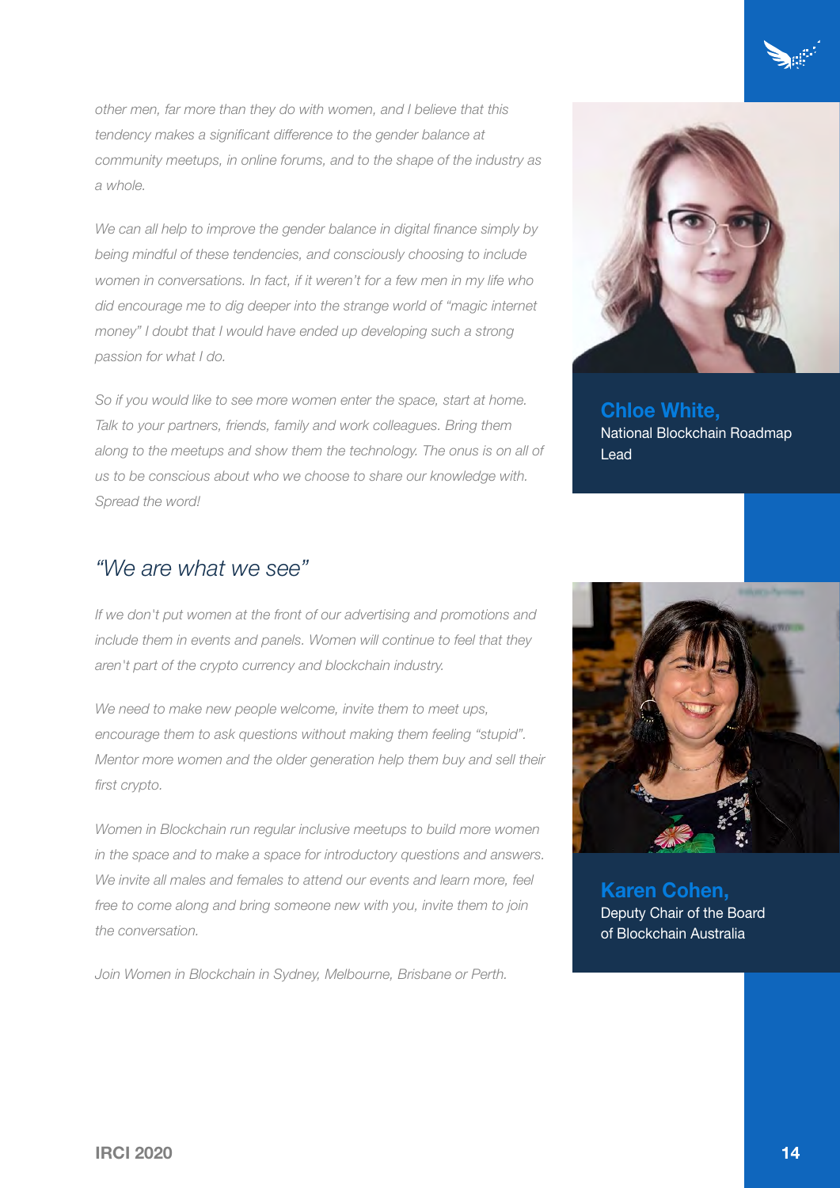*other men, far more than they do with women, and I believe that this tendency makes a significant difference to the gender balance at community meetups, in online forums, and to the shape of the industry as a whole.*

*We can all help to improve the gender balance in digital finance simply by being mindful of these tendencies, and consciously choosing to include women in conversations. In fact, if it weren't for a few men in my life who did encourage me to dig deeper into the strange world of "magic internet money" I doubt that I would have ended up developing such a strong passion for what I do.*

*So if you would like to see more women enter the space, start at home. Talk to your partners, friends, family and work colleagues. Bring them along to the meetups and show them the technology. The onus is on all of us to be conscious about who we choose to share our knowledge with. Spread the word!*

**Chloe White,**
National Blockchain Roadmap Lead

## *"We are what we see"*

*If we don't put women at the front of our advertising and promotions and include them in events and panels. Women will continue to feel that they aren't part of the crypto currency and blockchain industry.*

*We need to make new people welcome, invite them to meet ups, encourage them to ask questions without making them feeling "stupid". Mentor more women and the older generation help them buy and sell their first crypto.*

*Women in Blockchain run regular inclusive meetups to build more women in the space and to make a space for introductory questions and answers. We invite all males and females to attend our events and learn more, feel free to come along and bring someone new with you, invite them to join the conversation.*

*Join Women in Blockchain in Sydney, Melbourne, Brisbane or Perth.*

**Karen Cohen,**
Deputy Chair of the Board of Blockchain Australia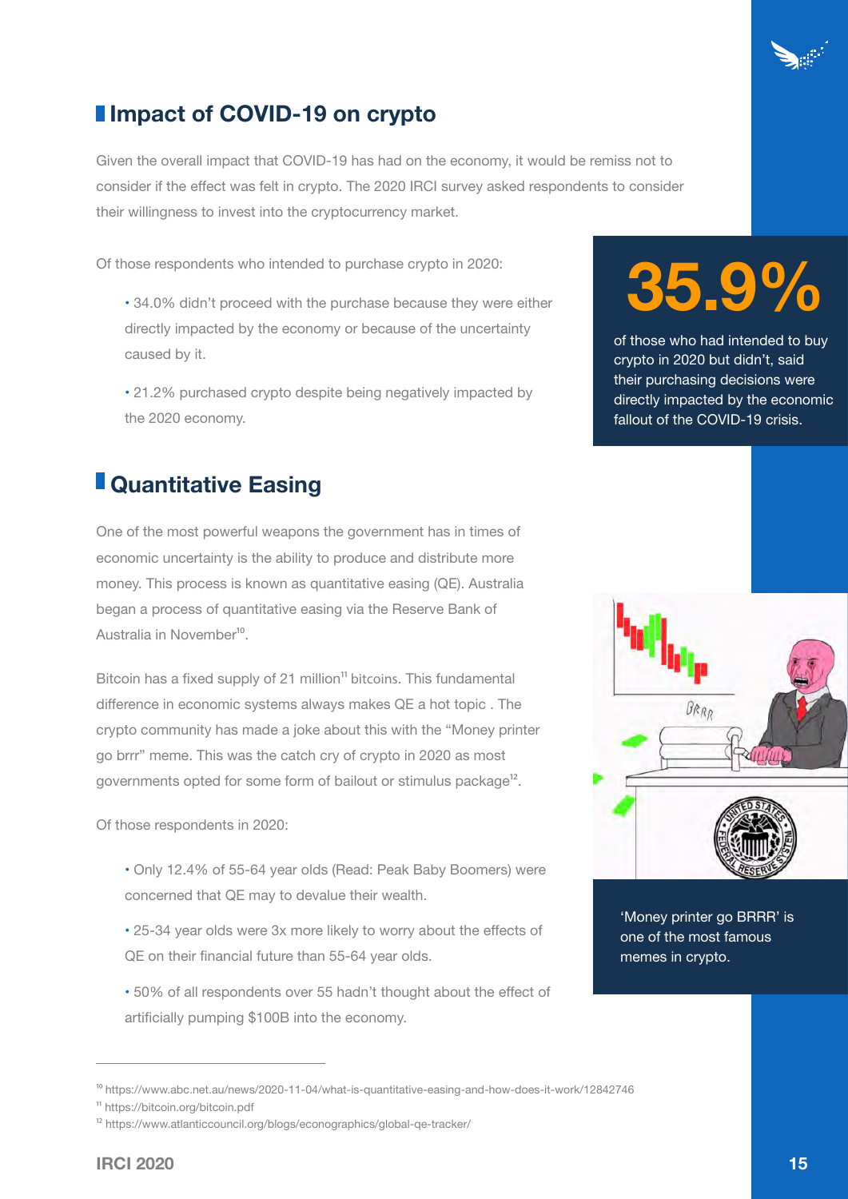## Impact of COVID-19 on crypto

Given the overall impact that COVID-19 has had on the economy, it would be remiss not to consider if the effect was felt in crypto. The 2020 IRCI survey asked respondents to consider their willingness to invest into the cryptocurrency market.

Of those respondents who intended to purchase crypto in 2020:

- 34.0% didn't proceed with the purchase because they were either directly impacted by the economy or because of the uncertainty caused by it.
- 21.2% purchased crypto despite being negatively impacted by the 2020 economy.

**35.9%**

of those who had intended to buy crypto in 2020 but didn't, said their purchasing decisions were directly impacted by the economic fallout of the COVID-19 crisis.

## Quantitative Easing

One of the most powerful weapons the government has in times of economic uncertainty is the ability to produce and distribute more money. This process is known as quantitative easing (QE). Australia began a process of quantitative easing via the Reserve Bank of Australia in November[10].

Bitcoin has a fixed supply of 21 million[11] bitcoins. This fundamental difference in economic systems always makes QE a hot topic . The crypto community has made a joke about this with the "Money printer go brrr" meme. This was the catch cry of crypto in 2020 as most governments opted for some form of bailout or stimulus package[12].

Of those respondents in 2020:

- Only 12.4% of 55-64 year olds (Read: Peak Baby Boomers) were concerned that QE may to devalue their wealth.
- 25-34 year olds were 3x more likely to worry about the effects of QE on their financial future than 55-64 year olds.
- 50% of all respondents over 55 hadn't thought about the effect of artificially pumping $100B into the economy.

'Money printer go BRRR' is one of the most famous memes in crypto.

---

[10] https://www.abc.net.au/news/2020-11-04/what-is-quantitative-easing-and-how-does-it-work/12842746
[11] https://bitcoin.org/bitcoin.pdf
[12] https://www.atlanticcouncil.org/blogs/econographics/global-qe-tracker/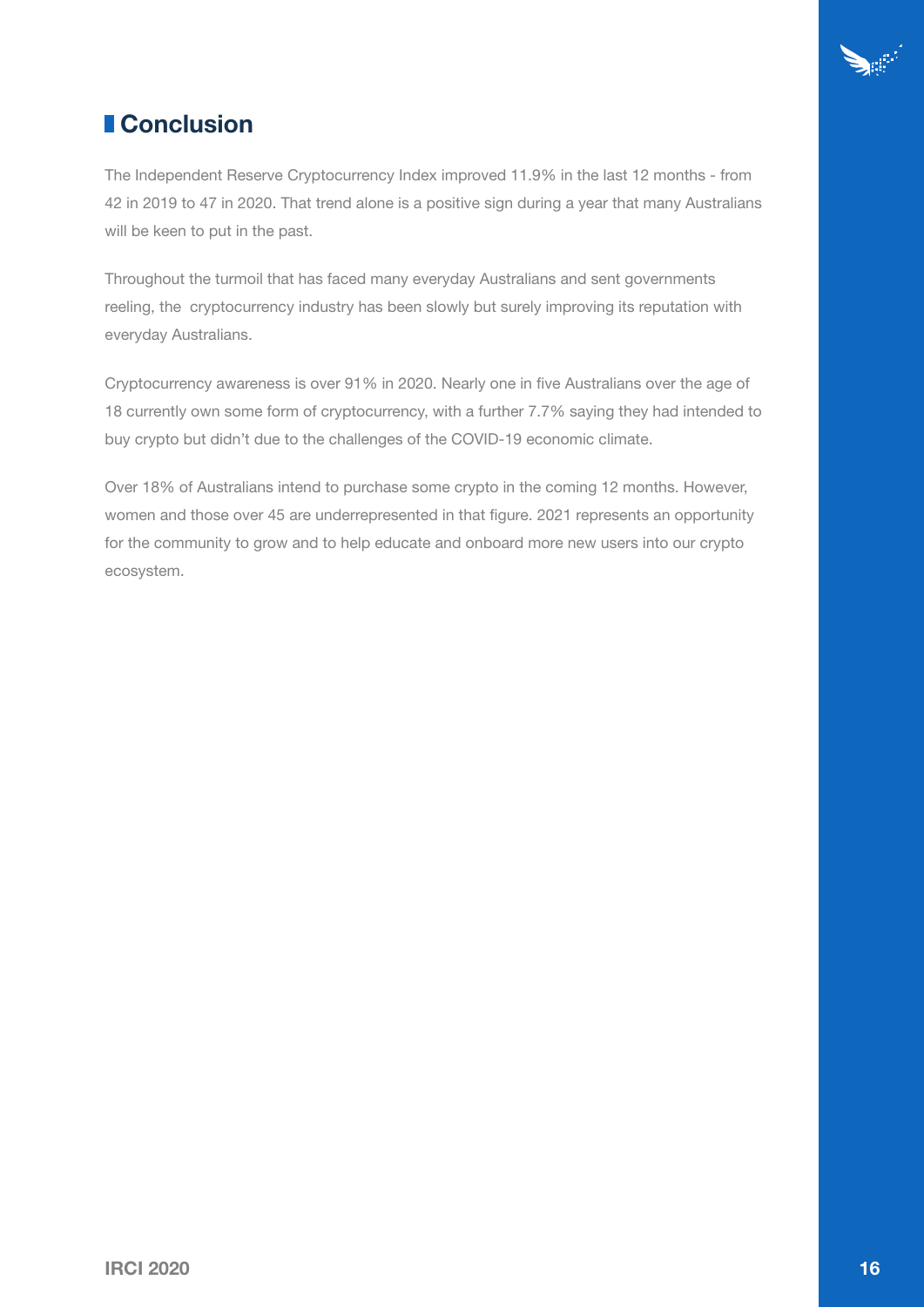## Conclusion

The Independent Reserve Cryptocurrency Index improved 11.9% in the last 12 months - from 42 in 2019 to 47 in 2020. That trend alone is a positive sign during a year that many Australians will be keen to put in the past.

Throughout the turmoil that has faced many everyday Australians and sent governments reeling, the cryptocurrency industry has been slowly but surely improving its reputation with everyday Australians.

Cryptocurrency awareness is over 91% in 2020. Nearly one in five Australians over the age of 18 currently own some form of cryptocurrency, with a further 7.7% saying they had intended to buy crypto but didn't due to the challenges of the COVID-19 economic climate.

Over 18% of Australians intend to purchase some crypto in the coming 12 months. However, women and those over 45 are underrepresented in that figure. 2021 represents an opportunity for the community to grow and to help educate and onboard more new users into our crypto ecosystem.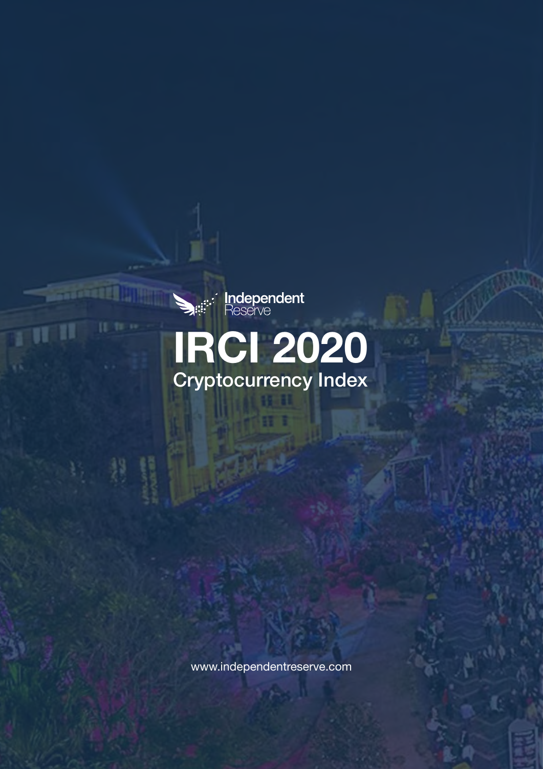Independent Reserve

# IRCI 2020

## Cryptocurrency Index

www.independentreserve.com